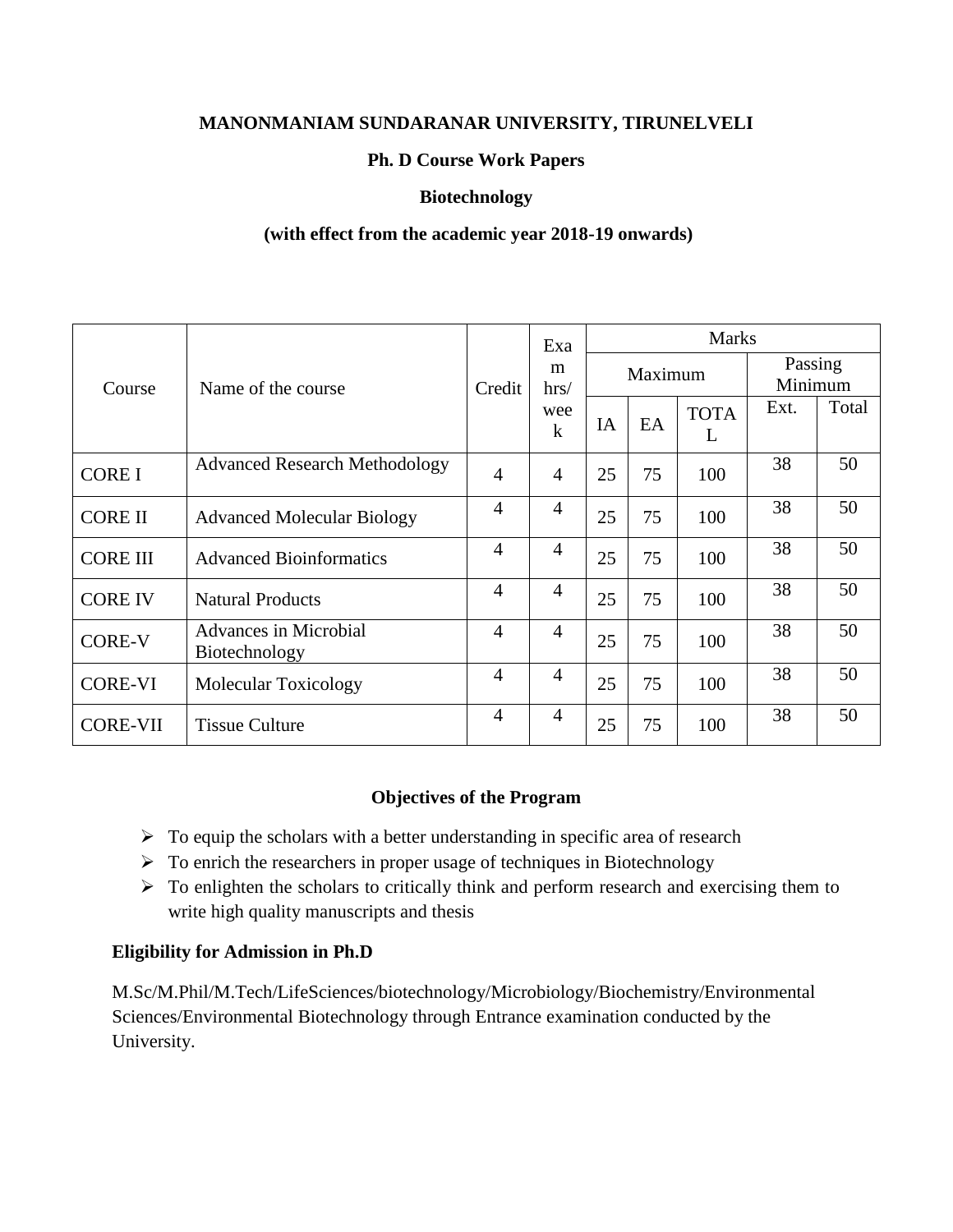**MANONMANIAM SUNDARANAR UNIVERSITY, TIRUNELVELI**

**Ph. D Course Work Papers**

**Biotechnology**

**(with effect from the academic year 2018-19 onwards)**

| Course | Name of the course | Credit | Exam hrs/ week | Marks | | | | |
|---|---|---|---|---|---|---|---|---|
| | | | | Maximum | | | Passing Minimum | |
| | | | | IA | EA | TOTAL | Ext. | Total |
| CORE I | Advanced Research Methodology | 4 | 4 | 25 | 75 | 100 | 38 | 50 |
| CORE II | Advanced Molecular Biology | 4 | 4 | 25 | 75 | 100 | 38 | 50 |
| CORE III | Advanced Bioinformatics | 4 | 4 | 25 | 75 | 100 | 38 | 50 |
| CORE IV | Natural Products | 4 | 4 | 25 | 75 | 100 | 38 | 50 |
| CORE-V | Advances in Microbial Biotechnology | 4 | 4 | 25 | 75 | 100 | 38 | 50 |
| CORE-VI | Molecular Toxicology | 4 | 4 | 25 | 75 | 100 | 38 | 50 |
| CORE-VII | Tissue Culture | 4 | 4 | 25 | 75 | 100 | 38 | 50 |

**Objectives of the Program**

- To equip the scholars with a better understanding in specific area of research
- To enrich the researchers in proper usage of techniques in Biotechnology
- To enlighten the scholars to critically think and perform research and exercising them to write high quality manuscripts and thesis

**Eligibility for Admission in Ph.D**

M.Sc/M.Phil/M.Tech/LifeSciences/biotechnology/Microbiology/Biochemistry/Environmental Sciences/Environmental Biotechnology through Entrance examination conducted by the University.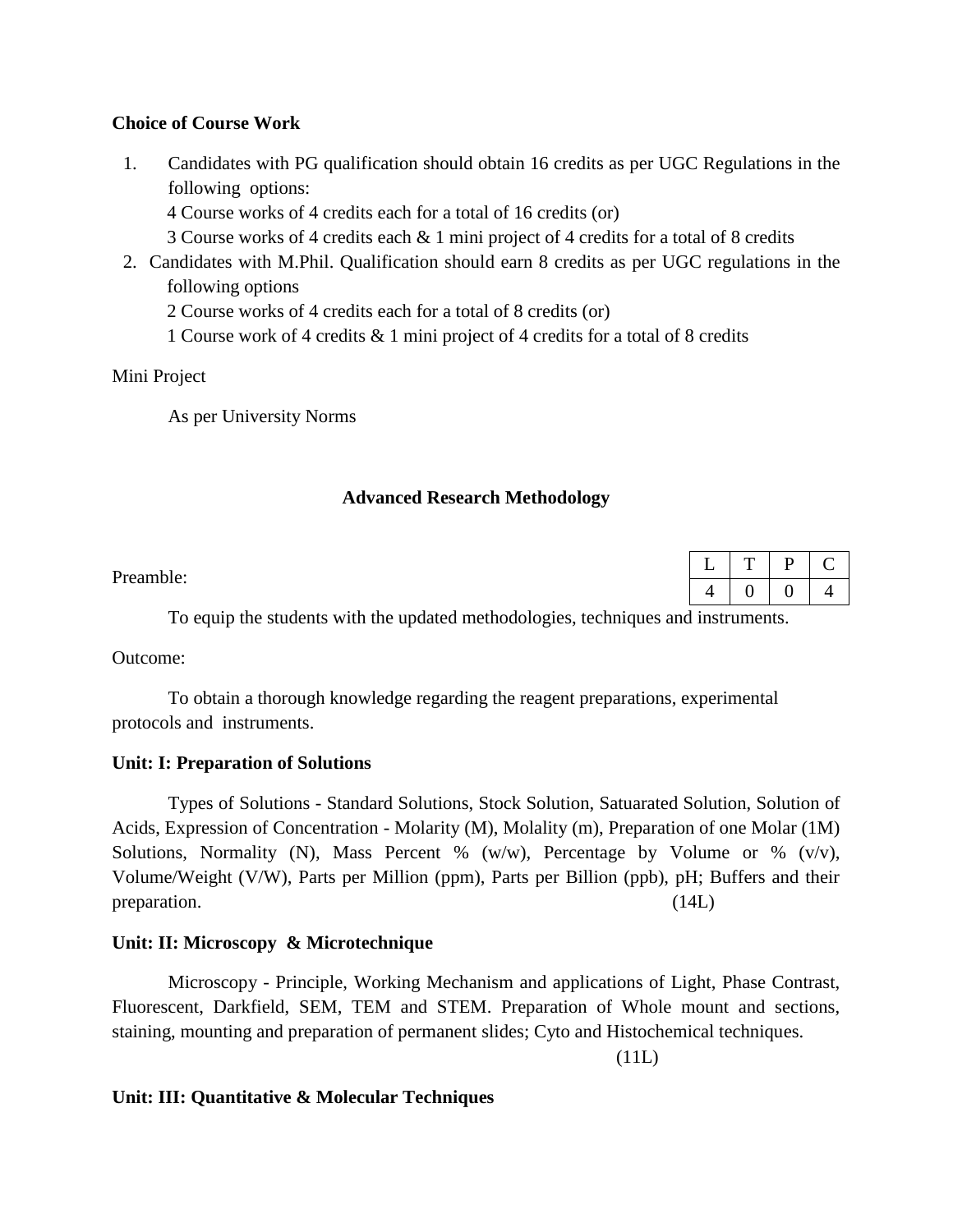**Choice of Course Work**

1. Candidates with PG qualification should obtain 16 credits as per UGC Regulations in the following options:

   4 Course works of 4 credits each for a total of 16 credits (or)

   3 Course works of 4 credits each & 1 mini project of 4 credits for a total of 8 credits

2. Candidates with M.Phil. Qualification should earn 8 credits as per UGC regulations in the following options

   2 Course works of 4 credits each for a total of 8 credits (or)

   1 Course work of 4 credits & 1 mini project of 4 credits for a total of 8 credits

Mini Project

As per University Norms

## Advanced Research Methodology

Preamble:

| L | T | P | C |
|---|---|---|---|
| 4 | 0 | 0 | 4 |

To equip the students with the updated methodologies, techniques and instruments.

Outcome:

To obtain a thorough knowledge regarding the reagent preparations, experimental protocols and instruments.

**Unit: I: Preparation of Solutions**

Types of Solutions - Standard Solutions, Stock Solution, Satuarated Solution, Solution of Acids, Expression of Concentration - Molarity (M), Molality (m), Preparation of one Molar (1M) Solutions, Normality (N), Mass Percent % (w/w), Percentage by Volume or % (v/v), Volume/Weight (V/W), Parts per Million (ppm), Parts per Billion (ppb), pH; Buffers and their preparation. (14L)

**Unit: II: Microscopy & Microtechnique**

Microscopy - Principle, Working Mechanism and applications of Light, Phase Contrast, Fluorescent, Darkfield, SEM, TEM and STEM. Preparation of Whole mount and sections, staining, mounting and preparation of permanent slides; Cyto and Histochemical techniques. (11L)

**Unit: III: Quantitative & Molecular Techniques**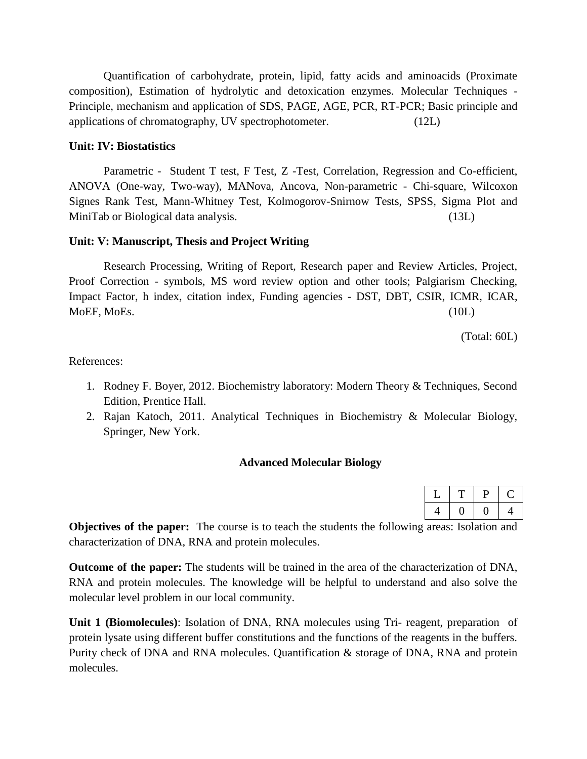Quantification of carbohydrate, protein, lipid, fatty acids and aminoacids (Proximate composition), Estimation of hydrolytic and detoxication enzymes. Molecular Techniques - Principle, mechanism and application of SDS, PAGE, AGE, PCR, RT-PCR; Basic principle and applications of chromatography, UV spectrophotometer. (12L)

**Unit: IV: Biostatistics**

Parametric - Student T test, F Test, Z -Test, Correlation, Regression and Co-efficient, ANOVA (One-way, Two-way), MANova, Ancova, Non-parametric - Chi-square, Wilcoxon Signes Rank Test, Mann-Whitney Test, Kolmogorov-Snirnow Tests, SPSS, Sigma Plot and MiniTab or Biological data analysis. (13L)

**Unit: V: Manuscript, Thesis and Project Writing**

Research Processing, Writing of Report, Research paper and Review Articles, Project, Proof Correction - symbols, MS word review option and other tools; Palgiarism Checking, Impact Factor, h index, citation index, Funding agencies - DST, DBT, CSIR, ICMR, ICAR, MoEF, MoEs. (10L)

(Total: 60L)

References:

1. Rodney F. Boyer, 2012. Biochemistry laboratory: Modern Theory & Techniques, Second Edition, Prentice Hall.
2. Rajan Katoch, 2011. Analytical Techniques in Biochemistry & Molecular Biology, Springer, New York.

## Advanced Molecular Biology

| L | T | P | C |
|---|---|---|---|
| 4 | 0 | 0 | 4 |

**Objectives of the paper:** The course is to teach the students the following areas: Isolation and characterization of DNA, RNA and protein molecules.

**Outcome of the paper:** The students will be trained in the area of the characterization of DNA, RNA and protein molecules. The knowledge will be helpful to understand and also solve the molecular level problem in our local community.

**Unit 1 (Biomolecules)**: Isolation of DNA, RNA molecules using Tri- reagent, preparation of protein lysate using different buffer constitutions and the functions of the reagents in the buffers. Purity check of DNA and RNA molecules. Quantification & storage of DNA, RNA and protein molecules.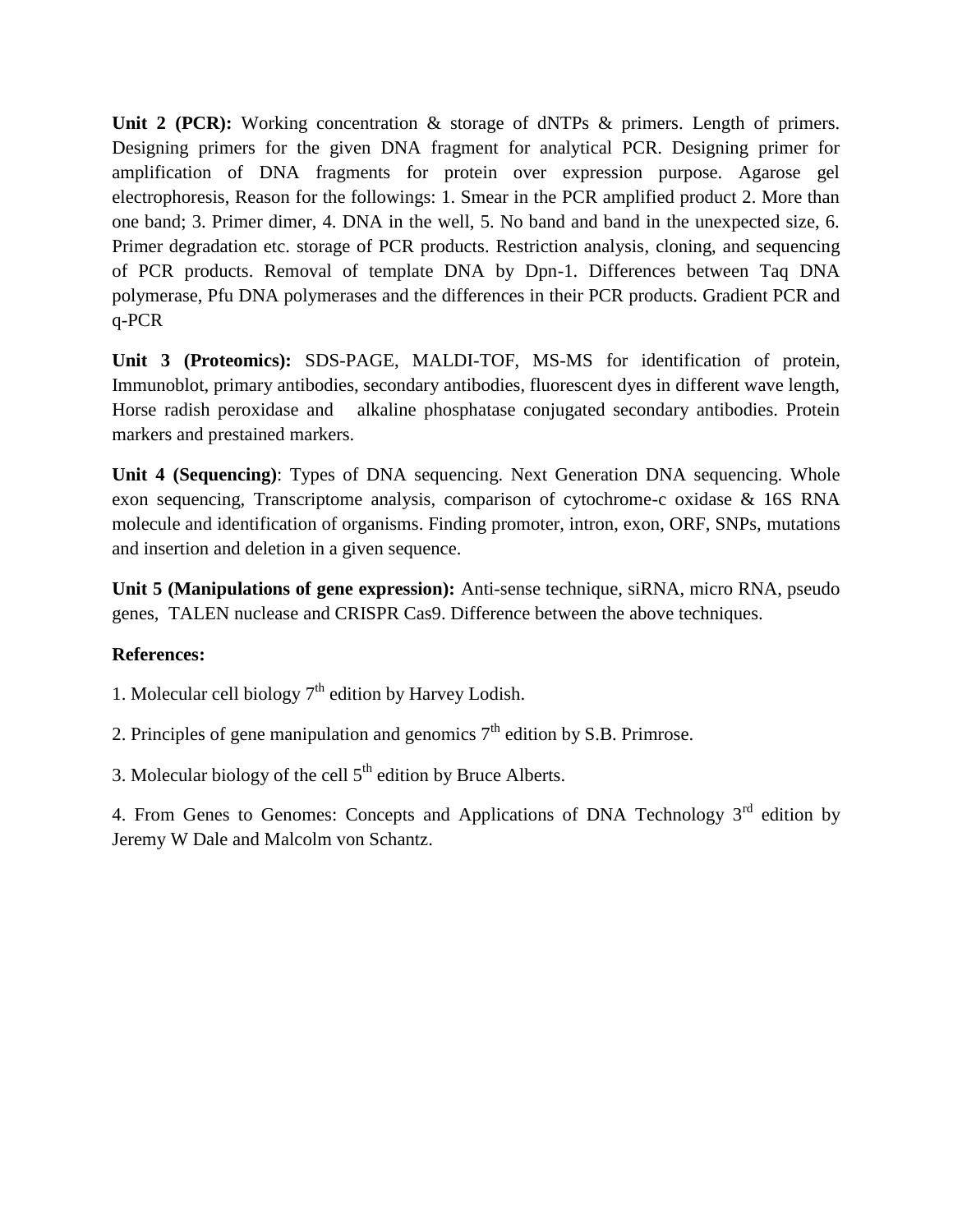**Unit 2 (PCR):** Working concentration & storage of dNTPs & primers. Length of primers. Designing primers for the given DNA fragment for analytical PCR. Designing primer for amplification of DNA fragments for protein over expression purpose. Agarose gel electrophoresis, Reason for the followings: 1. Smear in the PCR amplified product 2. More than one band; 3. Primer dimer, 4. DNA in the well, 5. No band and band in the unexpected size, 6. Primer degradation etc. storage of PCR products. Restriction analysis, cloning, and sequencing of PCR products. Removal of template DNA by Dpn-1. Differences between Taq DNA polymerase, Pfu DNA polymerases and the differences in their PCR products. Gradient PCR and q-PCR

**Unit 3 (Proteomics):** SDS-PAGE, MALDI-TOF, MS-MS for identification of protein, Immunoblot, primary antibodies, secondary antibodies, fluorescent dyes in different wave length, Horse radish peroxidase and alkaline phosphatase conjugated secondary antibodies. Protein markers and prestained markers.

**Unit 4 (Sequencing)**: Types of DNA sequencing. Next Generation DNA sequencing. Whole exon sequencing, Transcriptome analysis, comparison of cytochrome-c oxidase & 16S RNA molecule and identification of organisms. Finding promoter, intron, exon, ORF, SNPs, mutations and insertion and deletion in a given sequence.

**Unit 5 (Manipulations of gene expression):** Anti-sense technique, siRNA, micro RNA, pseudo genes, TALEN nuclease and CRISPR Cas9. Difference between the above techniques.

**References:**

1. Molecular cell biology 7th edition by Harvey Lodish.

2. Principles of gene manipulation and genomics 7th edition by S.B. Primrose.

3. Molecular biology of the cell 5th edition by Bruce Alberts.

4. From Genes to Genomes: Concepts and Applications of DNA Technology 3rd edition by Jeremy W Dale and Malcolm von Schantz.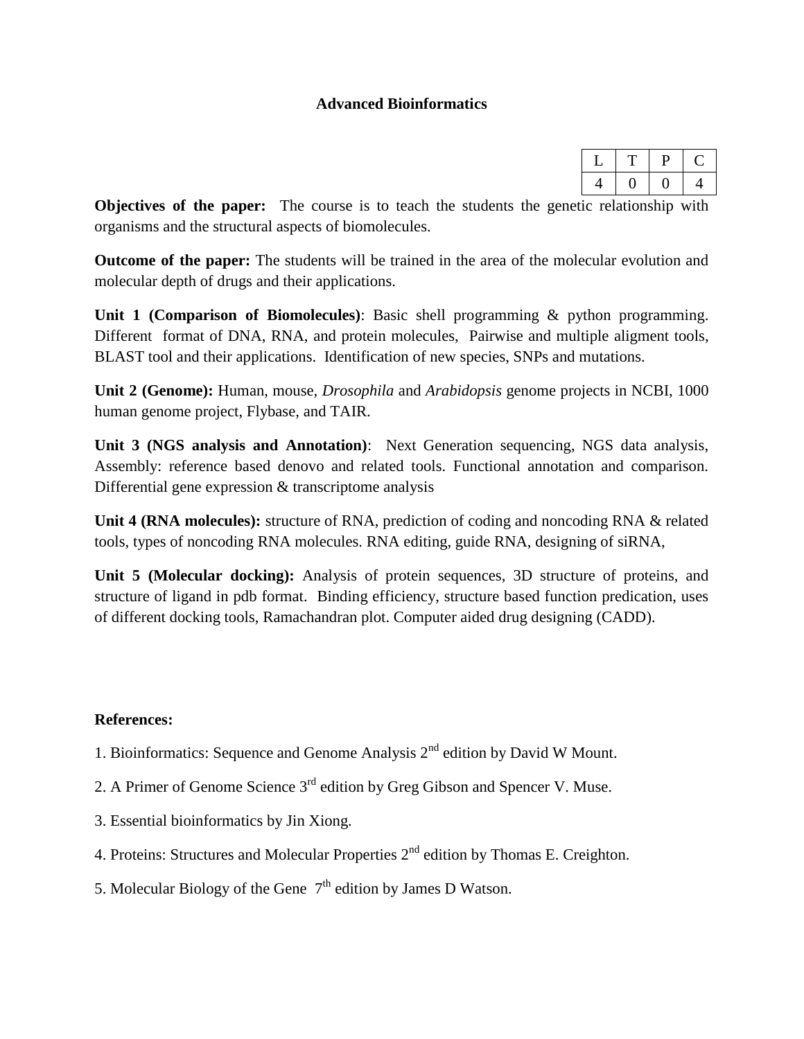## Advanced Bioinformatics

| L | T | P | C |
|---|---|---|---|
| 4 | 0 | 0 | 4 |

**Objectives of the paper:** The course is to teach the students the genetic relationship with organisms and the structural aspects of biomolecules.

**Outcome of the paper:** The students will be trained in the area of the molecular evolution and molecular depth of drugs and their applications.

**Unit 1 (Comparison of Biomolecules)**: Basic shell programming & python programming. Different format of DNA, RNA, and protein molecules, Pairwise and multiple aligment tools, BLAST tool and their applications. Identification of new species, SNPs and mutations.

**Unit 2 (Genome):** Human, mouse, *Drosophila* and *Arabidopsis* genome projects in NCBI, 1000 human genome project, Flybase, and TAIR.

**Unit 3 (NGS analysis and Annotation)**: Next Generation sequencing, NGS data analysis, Assembly: reference based denovo and related tools. Functional annotation and comparison. Differential gene expression & transcriptome analysis

**Unit 4 (RNA molecules):** structure of RNA, prediction of coding and noncoding RNA & related tools, types of noncoding RNA molecules. RNA editing, guide RNA, designing of siRNA,

**Unit 5 (Molecular docking):** Analysis of protein sequences, 3D structure of proteins, and structure of ligand in pdb format. Binding efficiency, structure based function predication, uses of different docking tools, Ramachandran plot. Computer aided drug designing (CADD).

**References:**

1. Bioinformatics: Sequence and Genome Analysis 2nd edition by David W Mount.
2. A Primer of Genome Science 3rd edition by Greg Gibson and Spencer V. Muse.
3. Essential bioinformatics by Jin Xiong.
4. Proteins: Structures and Molecular Properties 2nd edition by Thomas E. Creighton.
5. Molecular Biology of the Gene 7th edition by James D Watson.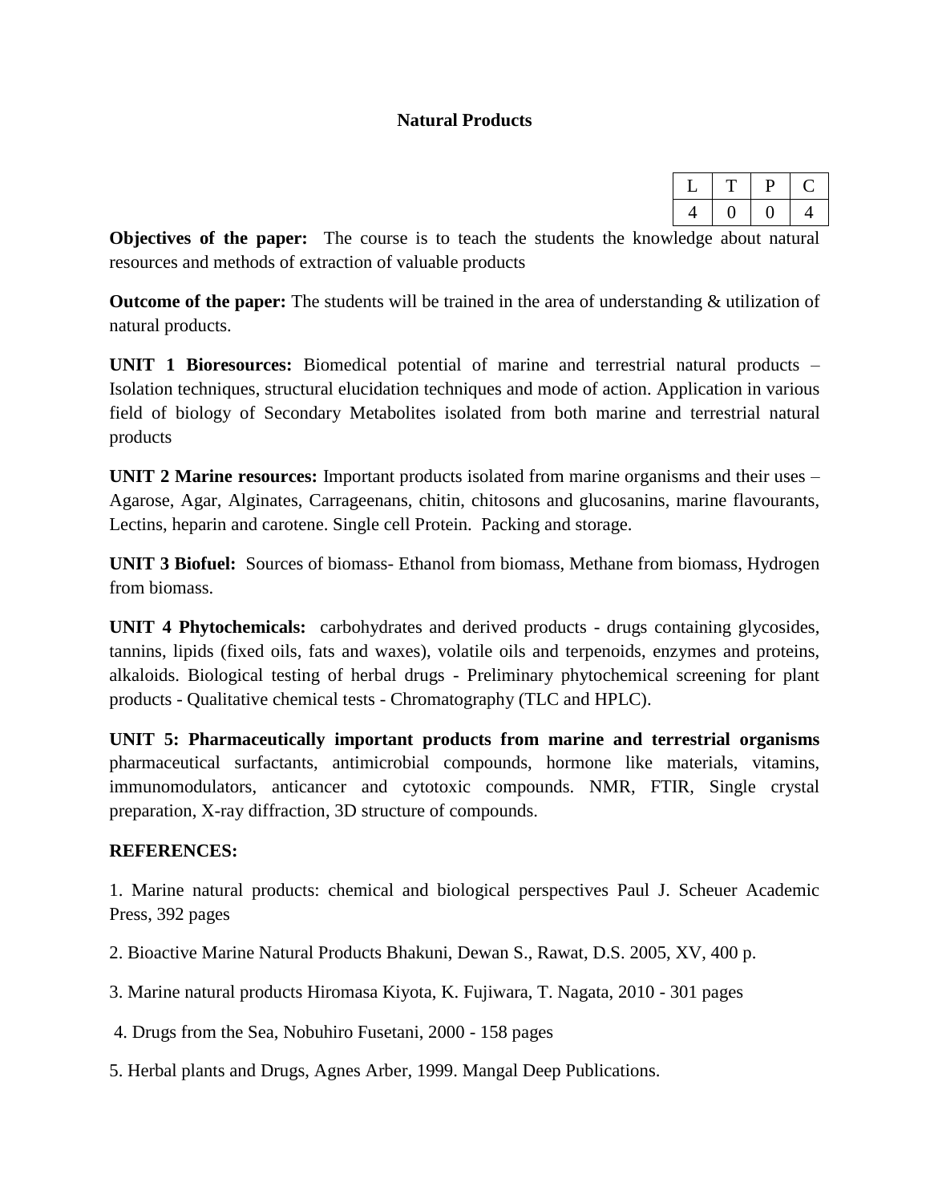# Natural Products

| L | T | P | C |
|---|---|---|---|
| 4 | 0 | 0 | 4 |

**Objectives of the paper:** The course is to teach the students the knowledge about natural resources and methods of extraction of valuable products

**Outcome of the paper:** The students will be trained in the area of understanding & utilization of natural products.

**UNIT 1 Bioresources:** Biomedical potential of marine and terrestrial natural products – Isolation techniques, structural elucidation techniques and mode of action. Application in various field of biology of Secondary Metabolites isolated from both marine and terrestrial natural products

**UNIT 2 Marine resources:** Important products isolated from marine organisms and their uses – Agarose, Agar, Alginates, Carrageenans, chitin, chitosons and glucosanins, marine flavourants, Lectins, heparin and carotene. Single cell Protein. Packing and storage.

**UNIT 3 Biofuel:** Sources of biomass- Ethanol from biomass, Methane from biomass, Hydrogen from biomass.

**UNIT 4 Phytochemicals:** carbohydrates and derived products - drugs containing glycosides, tannins, lipids (fixed oils, fats and waxes), volatile oils and terpenoids, enzymes and proteins, alkaloids. Biological testing of herbal drugs - Preliminary phytochemical screening for plant products - Qualitative chemical tests - Chromatography (TLC and HPLC).

**UNIT 5: Pharmaceutically important products from marine and terrestrial organisms** pharmaceutical surfactants, antimicrobial compounds, hormone like materials, vitamins, immunomodulators, anticancer and cytotoxic compounds. NMR, FTIR, Single crystal preparation, X-ray diffraction, 3D structure of compounds.

**REFERENCES:**

1. Marine natural products: chemical and biological perspectives Paul J. Scheuer Academic Press, 392 pages

2. Bioactive Marine Natural Products Bhakuni, Dewan S., Rawat, D.S. 2005, XV, 400 p.

3. Marine natural products Hiromasa Kiyota, K. Fujiwara, T. Nagata, 2010 - 301 pages

4. Drugs from the Sea, Nobuhiro Fusetani, 2000 - 158 pages

5. Herbal plants and Drugs, Agnes Arber, 1999. Mangal Deep Publications.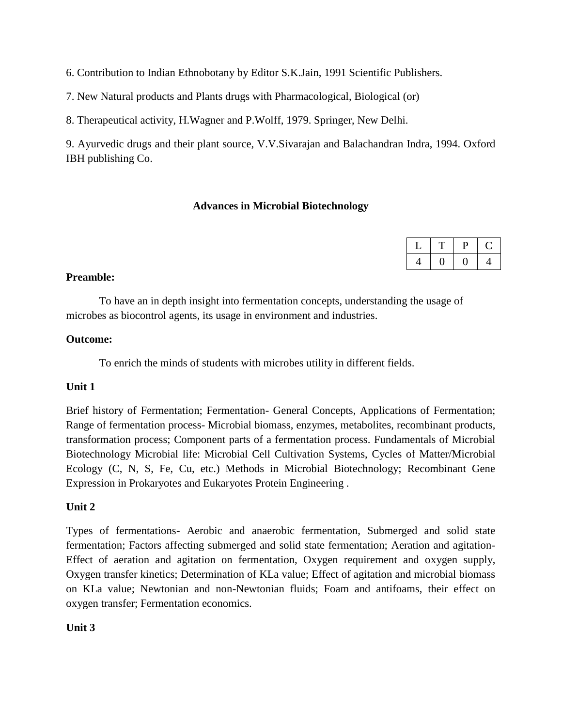6. Contribution to Indian Ethnobotany by Editor S.K.Jain, 1991 Scientific Publishers.

7. New Natural products and Plants drugs with Pharmacological, Biological (or)

8. Therapeutical activity, H.Wagner and P.Wolff, 1979. Springer, New Delhi.

9. Ayurvedic drugs and their plant source, V.V.Sivarajan and Balachandran Indra, 1994. Oxford IBH publishing Co.

## Advances in Microbial Biotechnology

| L | T | P | C |
|---|---|---|---|
| 4 | 0 | 0 | 4 |

**Preamble:**

To have an in depth insight into fermentation concepts, understanding the usage of microbes as biocontrol agents, its usage in environment and industries.

**Outcome:**

To enrich the minds of students with microbes utility in different fields.

**Unit 1**

Brief history of Fermentation; Fermentation- General Concepts, Applications of Fermentation; Range of fermentation process- Microbial biomass, enzymes, metabolites, recombinant products, transformation process; Component parts of a fermentation process. Fundamentals of Microbial Biotechnology Microbial life: Microbial Cell Cultivation Systems, Cycles of Matter/Microbial Ecology (C, N, S, Fe, Cu, etc.) Methods in Microbial Biotechnology; Recombinant Gene Expression in Prokaryotes and Eukaryotes Protein Engineering .

**Unit 2**

Types of fermentations- Aerobic and anaerobic fermentation, Submerged and solid state fermentation; Factors affecting submerged and solid state fermentation; Aeration and agitation- Effect of aeration and agitation on fermentation, Oxygen requirement and oxygen supply, Oxygen transfer kinetics; Determination of KLa value; Effect of agitation and microbial biomass on KLa value; Newtonian and non-Newtonian fluids; Foam and antifoams, their effect on oxygen transfer; Fermentation economics.

**Unit 3**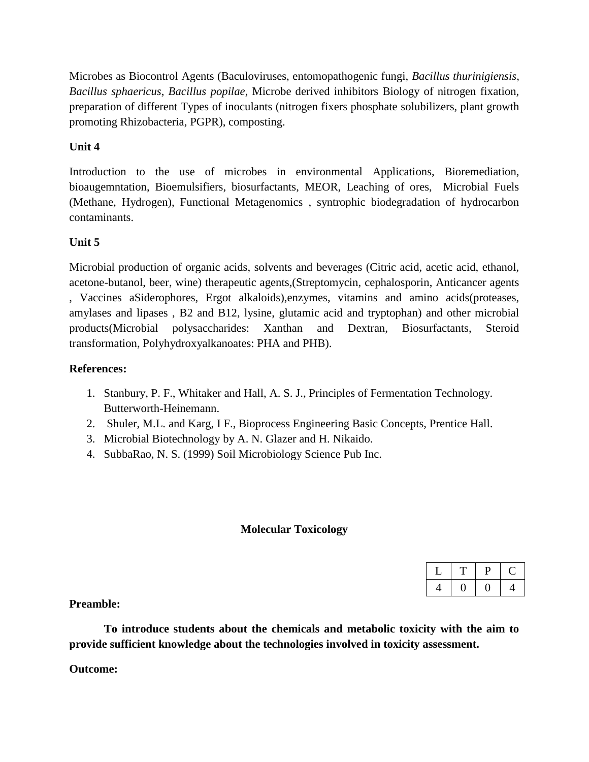Microbes as Biocontrol Agents (Baculoviruses, entomopathogenic fungi, *Bacillus thurinigiensis*, *Bacillus sphaericus*, *Bacillus popilae*, Microbe derived inhibitors Biology of nitrogen fixation, preparation of different Types of inoculants (nitrogen fixers phosphate solubilizers, plant growth promoting Rhizobacteria, PGPR), composting.

**Unit 4**

Introduction to the use of microbes in environmental Applications, Bioremediation, bioaugemntation, Bioemulsifiers, biosurfactants, MEOR, Leaching of ores, Microbial Fuels (Methane, Hydrogen), Functional Metagenomics , syntrophic biodegradation of hydrocarbon contaminants.

**Unit 5**

Microbial production of organic acids, solvents and beverages (Citric acid, acetic acid, ethanol, acetone-butanol, beer, wine) therapeutic agents,(Streptomycin, cephalosporin, Anticancer agents , Vaccines aSiderophores, Ergot alkaloids),enzymes, vitamins and amino acids(proteases, amylases and lipases , B2 and B12, lysine, glutamic acid and tryptophan) and other microbial products(Microbial polysaccharides: Xanthan and Dextran, Biosurfactants, Steroid transformation, Polyhydroxyalkanoates: PHA and PHB).

**References:**

1. Stanbury, P. F., Whitaker and Hall, A. S. J., Principles of Fermentation Technology. Butterworth-Heinemann.
2. Shuler, M.L. and Karg, I F., Bioprocess Engineering Basic Concepts, Prentice Hall.
3. Microbial Biotechnology by A. N. Glazer and H. Nikaido.
4. SubbaRao, N. S. (1999) Soil Microbiology Science Pub Inc.

## Molecular Toxicology

| L | T | P | C |
|---|---|---|---|
| 4 | 0 | 0 | 4 |

**Preamble:**

**To introduce students about the chemicals and metabolic toxicity with the aim to provide sufficient knowledge about the technologies involved in toxicity assessment.**

**Outcome:**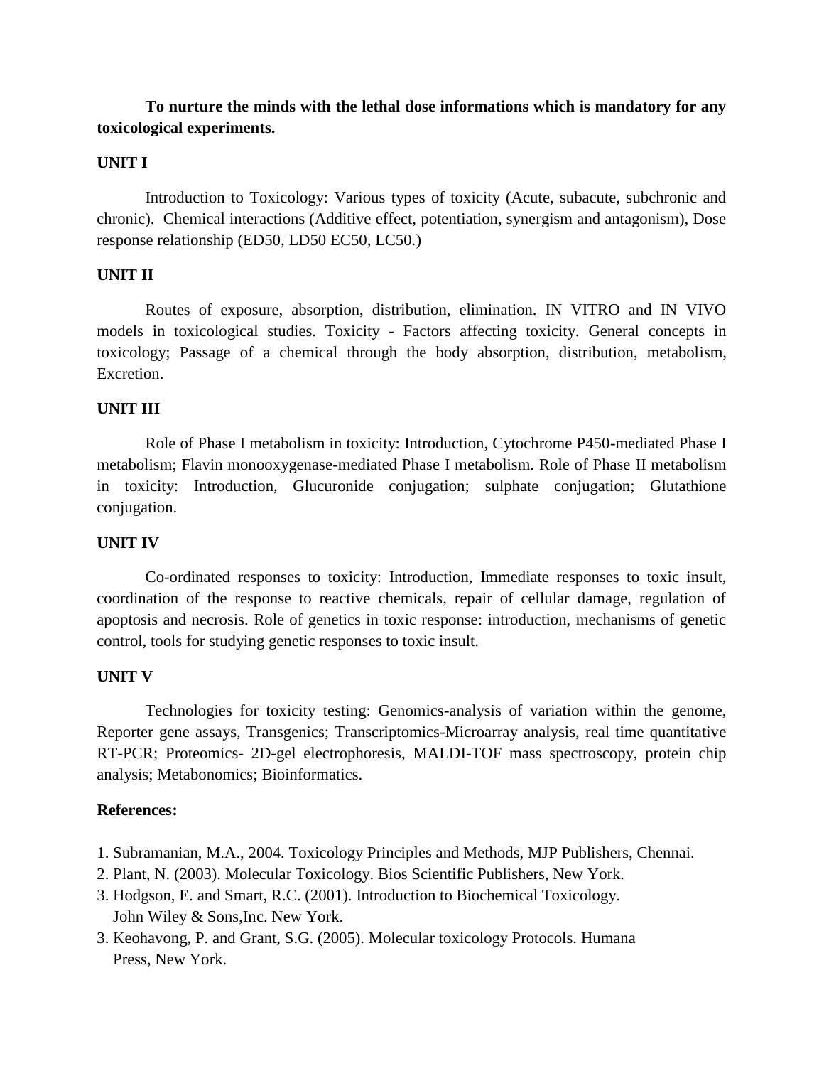**To nurture the minds with the lethal dose informations which is mandatory for any toxicological experiments.**

## UNIT I

Introduction to Toxicology: Various types of toxicity (Acute, subacute, subchronic and chronic). Chemical interactions (Additive effect, potentiation, synergism and antagonism), Dose response relationship (ED50, LD50 EC50, LC50.)

## UNIT II

Routes of exposure, absorption, distribution, elimination. IN VITRO and IN VIVO models in toxicological studies. Toxicity - Factors affecting toxicity. General concepts in toxicology; Passage of a chemical through the body absorption, distribution, metabolism, Excretion.

## UNIT III

Role of Phase I metabolism in toxicity: Introduction, Cytochrome P450-mediated Phase I metabolism; Flavin monooxygenase-mediated Phase I metabolism. Role of Phase II metabolism in toxicity: Introduction, Glucuronide conjugation; sulphate conjugation; Glutathione conjugation.

## UNIT IV

Co-ordinated responses to toxicity: Introduction, Immediate responses to toxic insult, coordination of the response to reactive chemicals, repair of cellular damage, regulation of apoptosis and necrosis. Role of genetics in toxic response: introduction, mechanisms of genetic control, tools for studying genetic responses to toxic insult.

## UNIT V

Technologies for toxicity testing: Genomics-analysis of variation within the genome, Reporter gene assays, Transgenics; Transcriptomics-Microarray analysis, real time quantitative RT-PCR; Proteomics- 2D-gel electrophoresis, MALDI-TOF mass spectroscopy, protein chip analysis; Metabonomics; Bioinformatics.

**References:**

1. Subramanian, M.A., 2004. Toxicology Principles and Methods, MJP Publishers, Chennai.
2. Plant, N. (2003). Molecular Toxicology. Bios Scientific Publishers, New York.
3. Hodgson, E. and Smart, R.C. (2001). Introduction to Biochemical Toxicology. John Wiley & Sons,Inc. New York.
3. Keohavong, P. and Grant, S.G. (2005). Molecular toxicology Protocols. Humana Press, New York.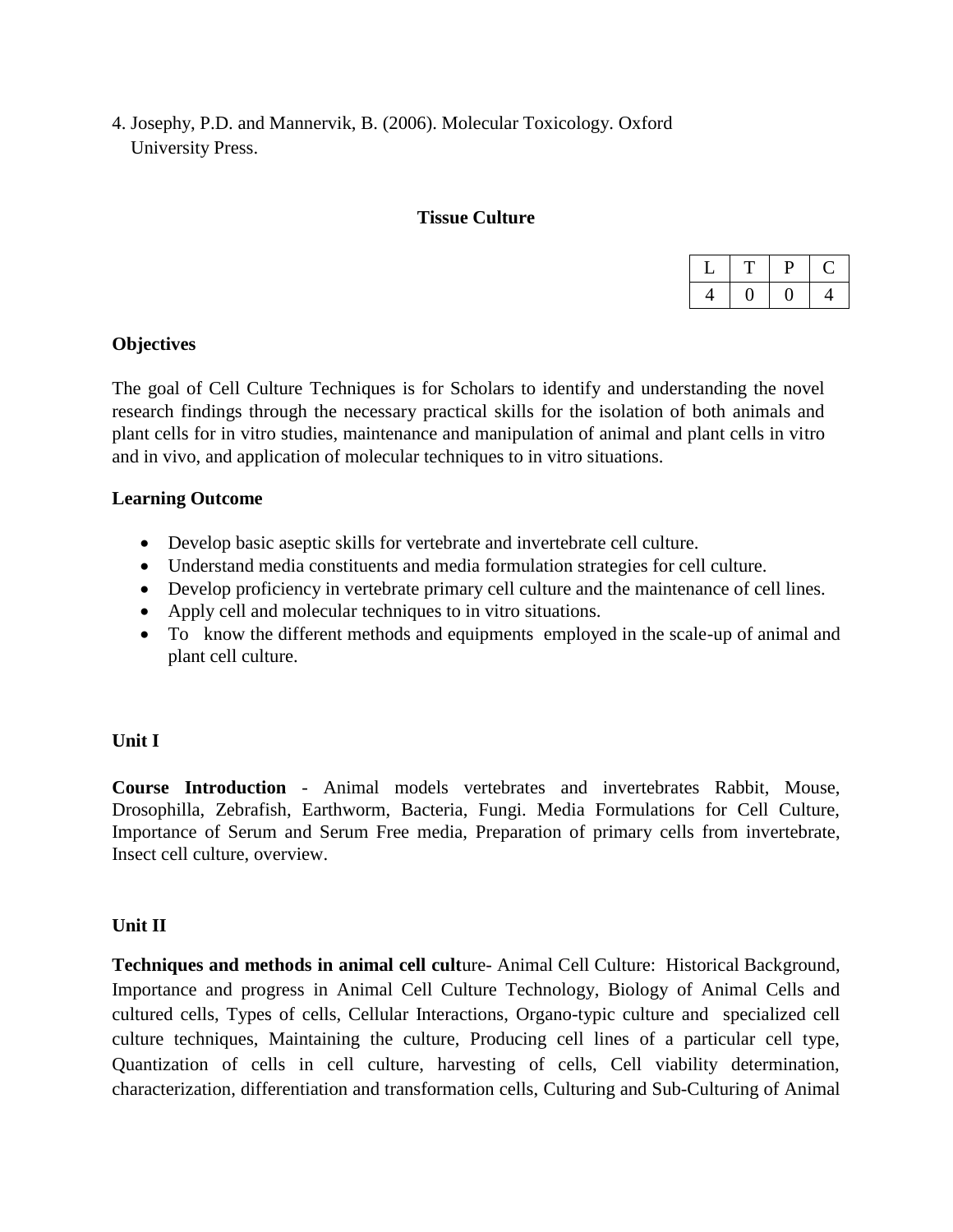4. Josephy, P.D. and Mannervik, B. (2006). Molecular Toxicology. Oxford University Press.

## Tissue Culture

| L | T | P | C |
|---|---|---|---|
| 4 | 0 | 0 | 4 |

### Objectives

The goal of Cell Culture Techniques is for Scholars to identify and understanding the novel research findings through the necessary practical skills for the isolation of both animals and plant cells for in vitro studies, maintenance and manipulation of animal and plant cells in vitro and in vivo, and application of molecular techniques to in vitro situations.

### Learning Outcome

- Develop basic aseptic skills for vertebrate and invertebrate cell culture.
- Understand media constituents and media formulation strategies for cell culture.
- Develop proficiency in vertebrate primary cell culture and the maintenance of cell lines.
- Apply cell and molecular techniques to in vitro situations.
- To know the different methods and equipments employed in the scale-up of animal and plant cell culture.

### Unit I

**Course Introduction** - Animal models vertebrates and invertebrates Rabbit, Mouse, Drosophilla, Zebrafish, Earthworm, Bacteria, Fungi. Media Formulations for Cell Culture, Importance of Serum and Serum Free media, Preparation of primary cells from invertebrate, Insect cell culture, overview.

### Unit II

**Techniques and methods in animal cell cult**ure- Animal Cell Culture: Historical Background, Importance and progress in Animal Cell Culture Technology, Biology of Animal Cells and cultured cells, Types of cells, Cellular Interactions, Organo-typic culture and specialized cell culture techniques, Maintaining the culture, Producing cell lines of a particular cell type, Quantization of cells in cell culture, harvesting of cells, Cell viability determination, characterization, differentiation and transformation cells, Culturing and Sub-Culturing of Animal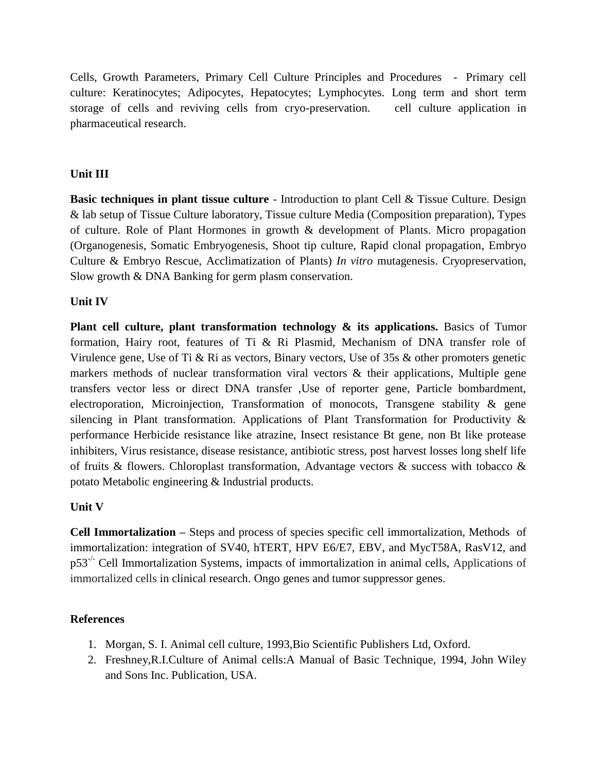Cells, Growth Parameters, Primary Cell Culture Principles and Procedures - Primary cell culture: Keratinocytes; Adipocytes, Hepatocytes; Lymphocytes. Long term and short term storage of cells and reviving cells from cryo-preservation. cell culture application in pharmaceutical research.

**Unit III**

**Basic techniques in plant tissue culture** - Introduction to plant Cell & Tissue Culture. Design & lab setup of Tissue Culture laboratory, Tissue culture Media (Composition preparation), Types of culture. Role of Plant Hormones in growth & development of Plants. Micro propagation (Organogenesis, Somatic Embryogenesis, Shoot tip culture, Rapid clonal propagation, Embryo Culture & Embryo Rescue, Acclimatization of Plants) *In vitro* mutagenesis. Cryopreservation, Slow growth & DNA Banking for germ plasm conservation.

**Unit IV**

**Plant cell culture, plant transformation technology & its applications.** Basics of Tumor formation, Hairy root, features of Ti & Ri Plasmid, Mechanism of DNA transfer role of Virulence gene, Use of Ti & Ri as vectors, Binary vectors, Use of 35s & other promoters genetic markers methods of nuclear transformation viral vectors & their applications, Multiple gene transfers vector less or direct DNA transfer ,Use of reporter gene, Particle bombardment, electroporation, Microinjection, Transformation of monocots, Transgene stability & gene silencing in Plant transformation. Applications of Plant Transformation for Productivity & performance Herbicide resistance like atrazine, Insect resistance Bt gene, non Bt like protease inhibiters, Virus resistance, disease resistance, antibiotic stress, post harvest losses long shelf life of fruits & flowers. Chloroplast transformation, Advantage vectors & success with tobacco & potato Metabolic engineering & Industrial products.

**Unit V**

**Cell Immortalization –** Steps and process of species specific cell immortalization, Methods of immortalization: integration of SV40, hTERT, HPV E6/E7, EBV, and MycT58A, RasV12, and p53$^{-/-}$ Cell Immortalization Systems, impacts of immortalization in animal cells, Applications of immortalized cells in clinical research. Ongo genes and tumor suppressor genes.

**References**

1. Morgan, S. I. Animal cell culture, 1993,Bio Scientific Publishers Ltd, Oxford.
2. Freshney,R.I.Culture of Animal cells:A Manual of Basic Technique, 1994, John Wiley and Sons Inc. Publication, USA.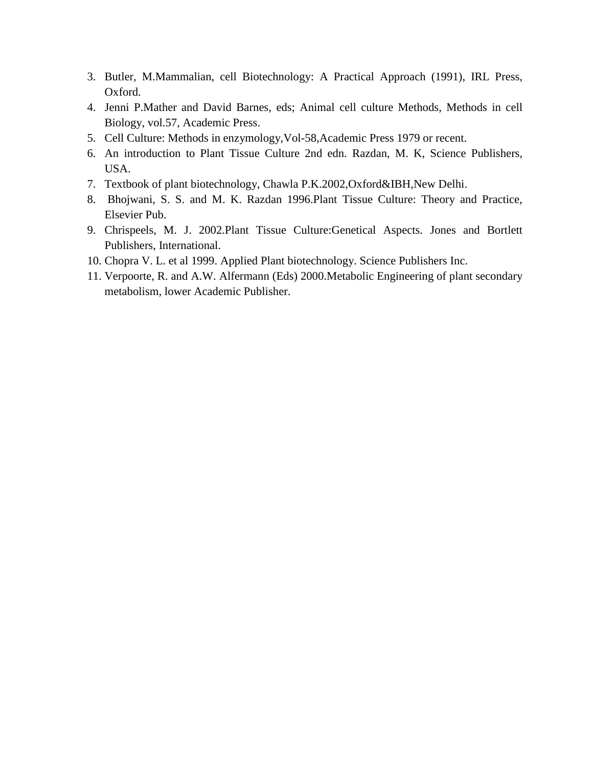3. Butler, M.Mammalian, cell Biotechnology: A Practical Approach (1991), IRL Press, Oxford.
4. Jenni P.Mather and David Barnes, eds; Animal cell culture Methods, Methods in cell Biology, vol.57, Academic Press.
5. Cell Culture: Methods in enzymology,Vol-58,Academic Press 1979 or recent.
6. An introduction to Plant Tissue Culture 2nd edn. Razdan, M. K, Science Publishers, USA.
7. Textbook of plant biotechnology, Chawla P.K.2002,Oxford&IBH,New Delhi.
8. Bhojwani, S. S. and M. K. Razdan 1996.Plant Tissue Culture: Theory and Practice, Elsevier Pub.
9. Chrispeels, M. J. 2002.Plant Tissue Culture:Genetical Aspects. Jones and Bortlett Publishers, International.
10. Chopra V. L. et al 1999. Applied Plant biotechnology. Science Publishers Inc.
11. Verpoorte, R. and A.W. Alfermann (Eds) 2000.Metabolic Engineering of plant secondary metabolism, lower Academic Publisher.